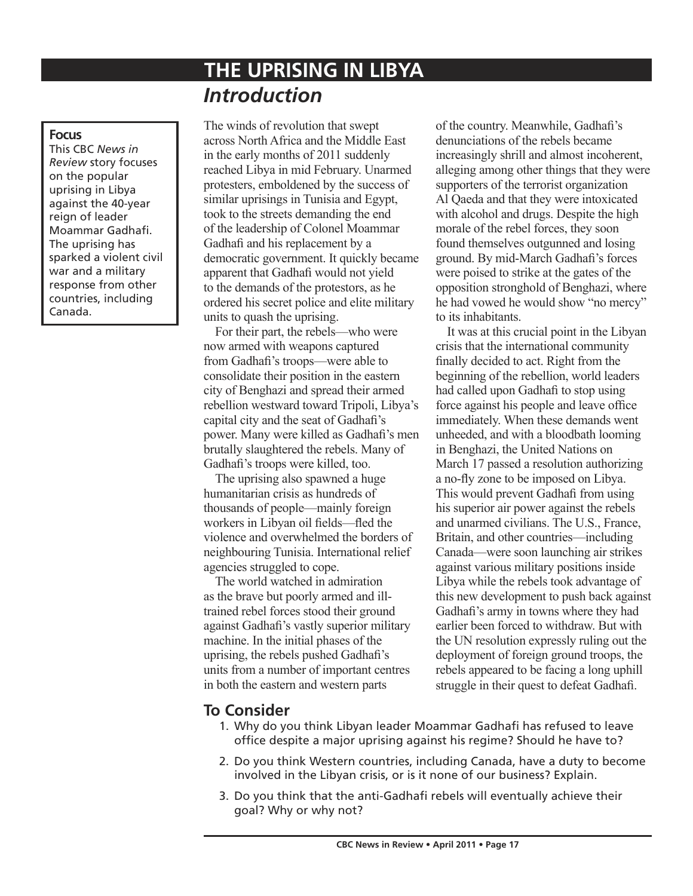# THE UPRISING IN LIBYA

## *Introduction*

**Focus**

This CBC *News in Review* story focuses on the popular uprising in Libya against the 40-year reign of leader Moammar Gadhafi. The uprising has sparked a violent civil war and a military response from other countries, including Canada.

The winds of revolution that swept across North Africa and the Middle East in the early months of 2011 suddenly reached Libya in mid February. Unarmed protesters, emboldened by the success of similar uprisings in Tunisia and Egypt, took to the streets demanding the end of the leadership of Colonel Moammar Gadhafi and his replacement by a democratic government. It quickly became apparent that Gadhafi would not yield to the demands of the protestors, as he ordered his secret police and elite military units to quash the uprising.

For their part, the rebels—who were now armed with weapons captured from Gadhafi's troops—were able to consolidate their position in the eastern city of Benghazi and spread their armed rebellion westward toward Tripoli, Libya's capital city and the seat of Gadhafi's power. Many were killed as Gadhafi's men brutally slaughtered the rebels. Many of Gadhafi's troops were killed, too.

The uprising also spawned a huge humanitarian crisis as hundreds of thousands of people—mainly foreign workers in Libyan oil fields—fled the violence and overwhelmed the borders of neighbouring Tunisia. International relief agencies struggled to cope.

The world watched in admiration as the brave but poorly armed and ill-trained rebel forces stood their ground against Gadhafi's vastly superior military machine. In the initial phases of the uprising, the rebels pushed Gadhafi's units from a number of important centres in both the eastern and western parts of the country. Meanwhile, Gadhafi's denunciations of the rebels became increasingly shrill and almost incoherent, alleging among other things that they were supporters of the terrorist organization Al Qaeda and that they were intoxicated with alcohol and drugs. Despite the high morale of the rebel forces, they soon found themselves outgunned and losing ground. By mid-March Gadhafi's forces were poised to strike at the gates of the opposition stronghold of Benghazi, where he had vowed he would show "no mercy" to its inhabitants.

It was at this crucial point in the Libyan crisis that the international community finally decided to act. Right from the beginning of the rebellion, world leaders had called upon Gadhafi to stop using force against his people and leave office immediately. When these demands went unheeded, and with a bloodbath looming in Benghazi, the United Nations on March 17 passed a resolution authorizing a no-fly zone to be imposed on Libya. This would prevent Gadhafi from using his superior air power against the rebels and unarmed civilians. The U.S., France, Britain, and other countries—including Canada—were soon launching air strikes against various military positions inside Libya while the rebels took advantage of this new development to push back against Gadhafi's army in towns where they had earlier been forced to withdraw. But with the UN resolution expressly ruling out the deployment of foreign ground troops, the rebels appeared to be facing a long uphill struggle in their quest to defeat Gadhafi.

## To Consider

1. Why do you think Libyan leader Moammar Gadhafi has refused to leave office despite a major uprising against his regime? Should he have to?
2. Do you think Western countries, including Canada, have a duty to become involved in the Libyan crisis, or is it none of our business? Explain.
3. Do you think that the anti-Gadhafi rebels will eventually achieve their goal? Why or why not?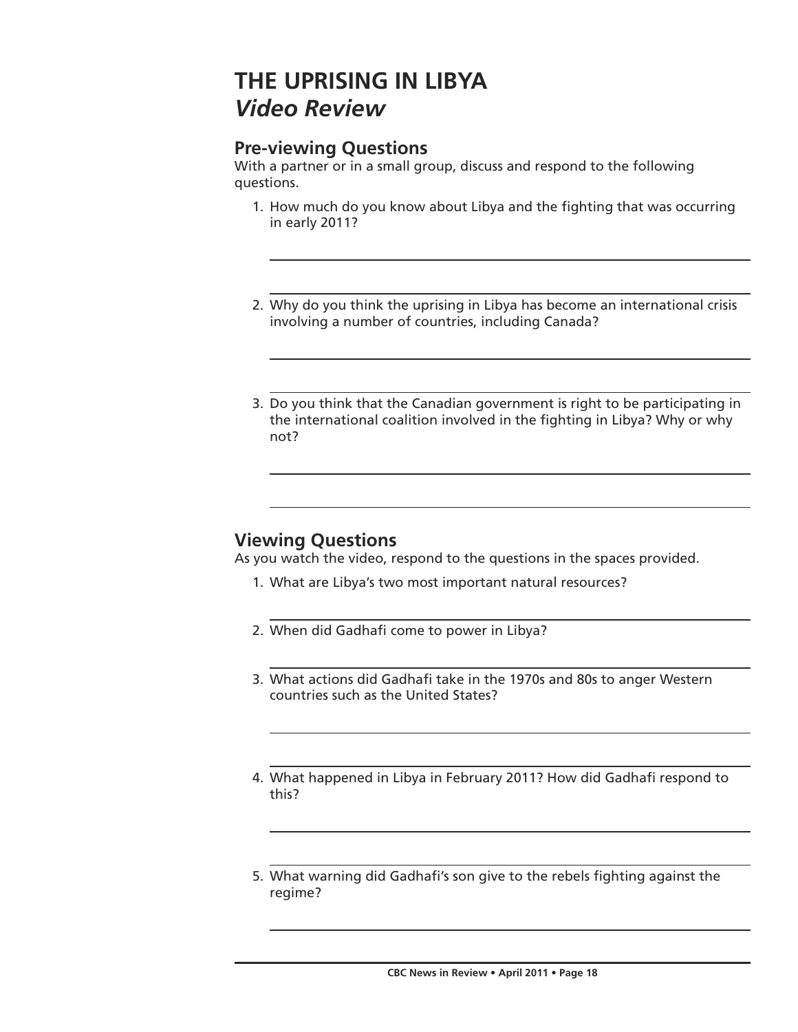# THE UPRISING IN LIBYA
## *Video Review*

### Pre-viewing Questions

With a partner or in a small group, discuss and respond to the following questions.

1. How much do you know about Libya and the fighting that was occurring in early 2011?
2. Why do you think the uprising in Libya has become an international crisis involving a number of countries, including Canada?
3. Do you think that the Canadian government is right to be participating in the international coalition involved in the fighting in Libya? Why or why not?

### Viewing Questions

As you watch the video, respond to the questions in the spaces provided.

1. What are Libya's two most important natural resources?
2. When did Gadhafi come to power in Libya?
3. What actions did Gadhafi take in the 1970s and 80s to anger Western countries such as the United States?
4. What happened in Libya in February 2011? How did Gadhafi respond to this?
5. What warning did Gadhafi's son give to the rebels fighting against the regime?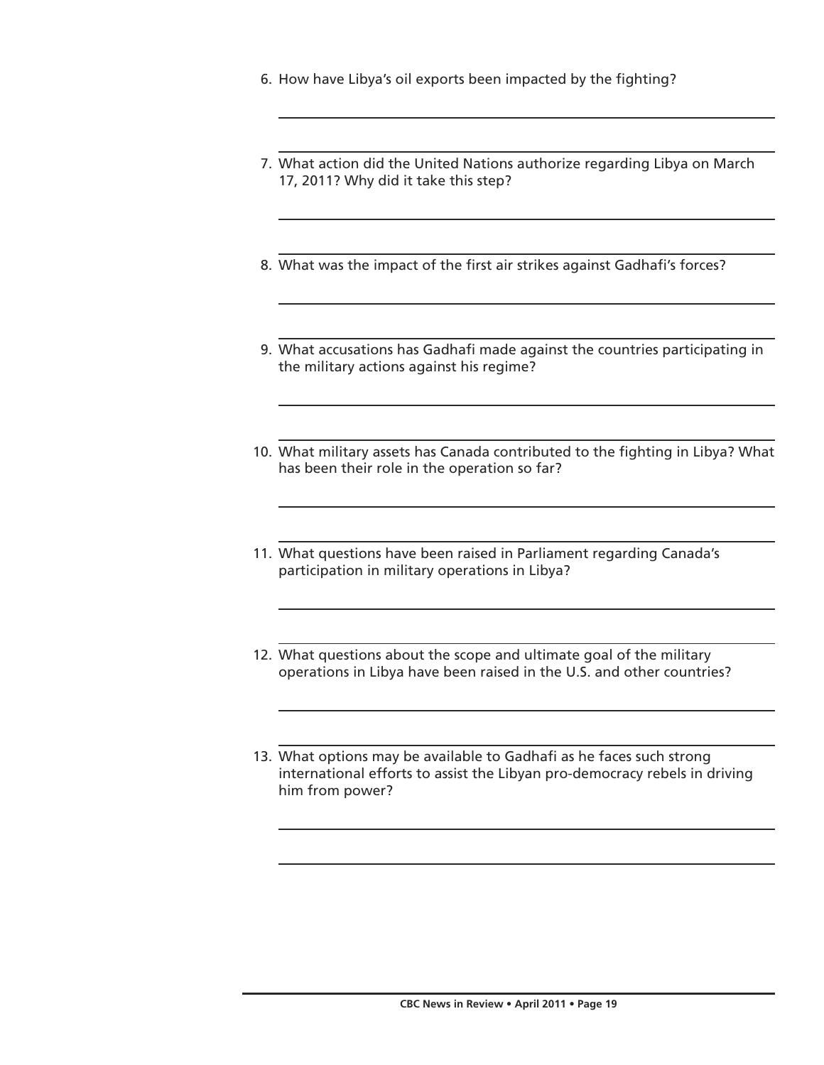6. How have Libya's oil exports been impacted by the fighting?

7. What action did the United Nations authorize regarding Libya on March 17, 2011? Why did it take this step?

8. What was the impact of the first air strikes against Gadhafi's forces?

9. What accusations has Gadhafi made against the countries participating in the military actions against his regime?

10. What military assets has Canada contributed to the fighting in Libya? What has been their role in the operation so far?

11. What questions have been raised in Parliament regarding Canada's participation in military operations in Libya?

12. What questions about the scope and ultimate goal of the military operations in Libya have been raised in the U.S. and other countries?

13. What options may be available to Gadhafi as he faces such strong international efforts to assist the Libyan pro-democracy rebels in driving him from power?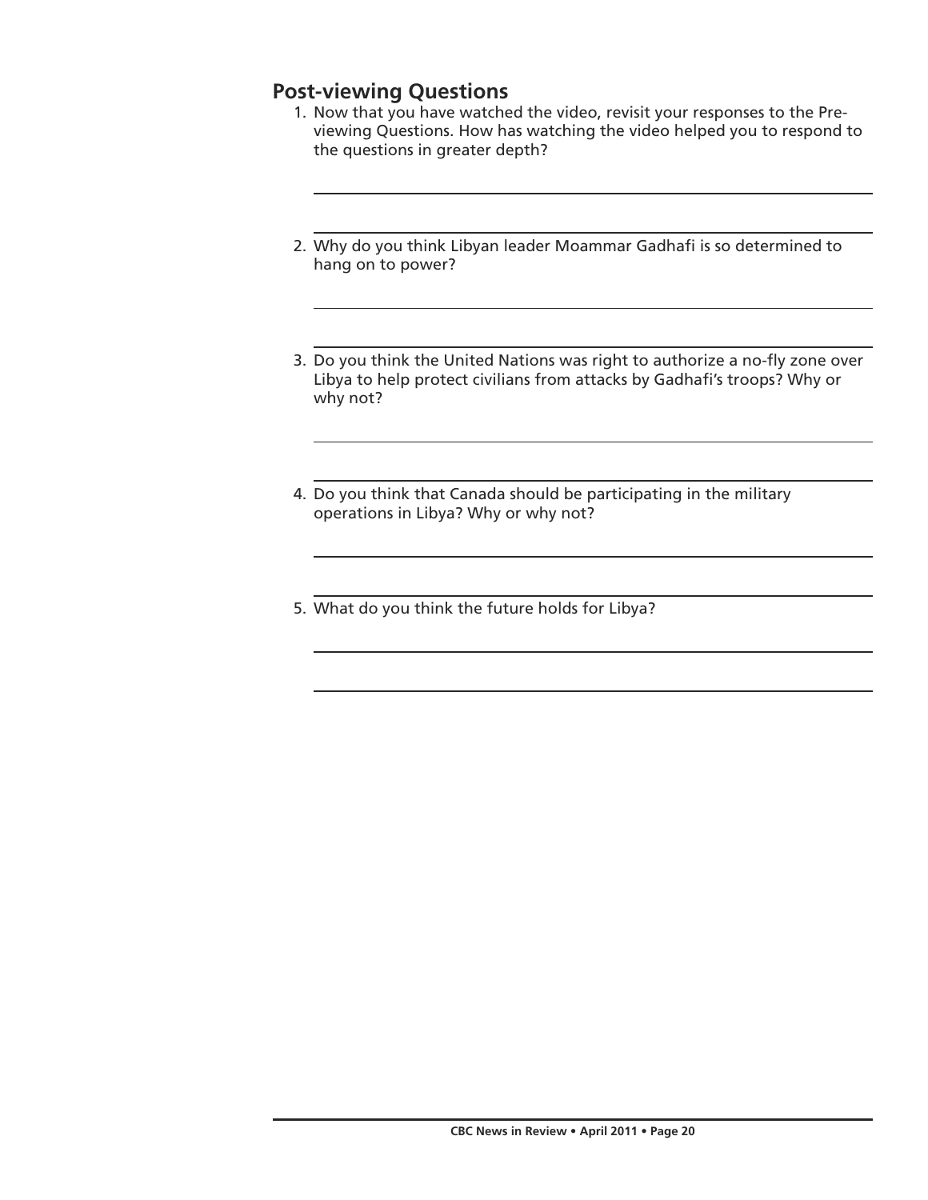## Post-viewing Questions

1. Now that you have watched the video, revisit your responses to the Pre-viewing Questions. How has watching the video helped you to respond to the questions in greater depth?

2. Why do you think Libyan leader Moammar Gadhafi is so determined to hang on to power?

3. Do you think the United Nations was right to authorize a no-fly zone over Libya to help protect civilians from attacks by Gadhafi's troops? Why or why not?

4. Do you think that Canada should be participating in the military operations in Libya? Why or why not?

5. What do you think the future holds for Libya?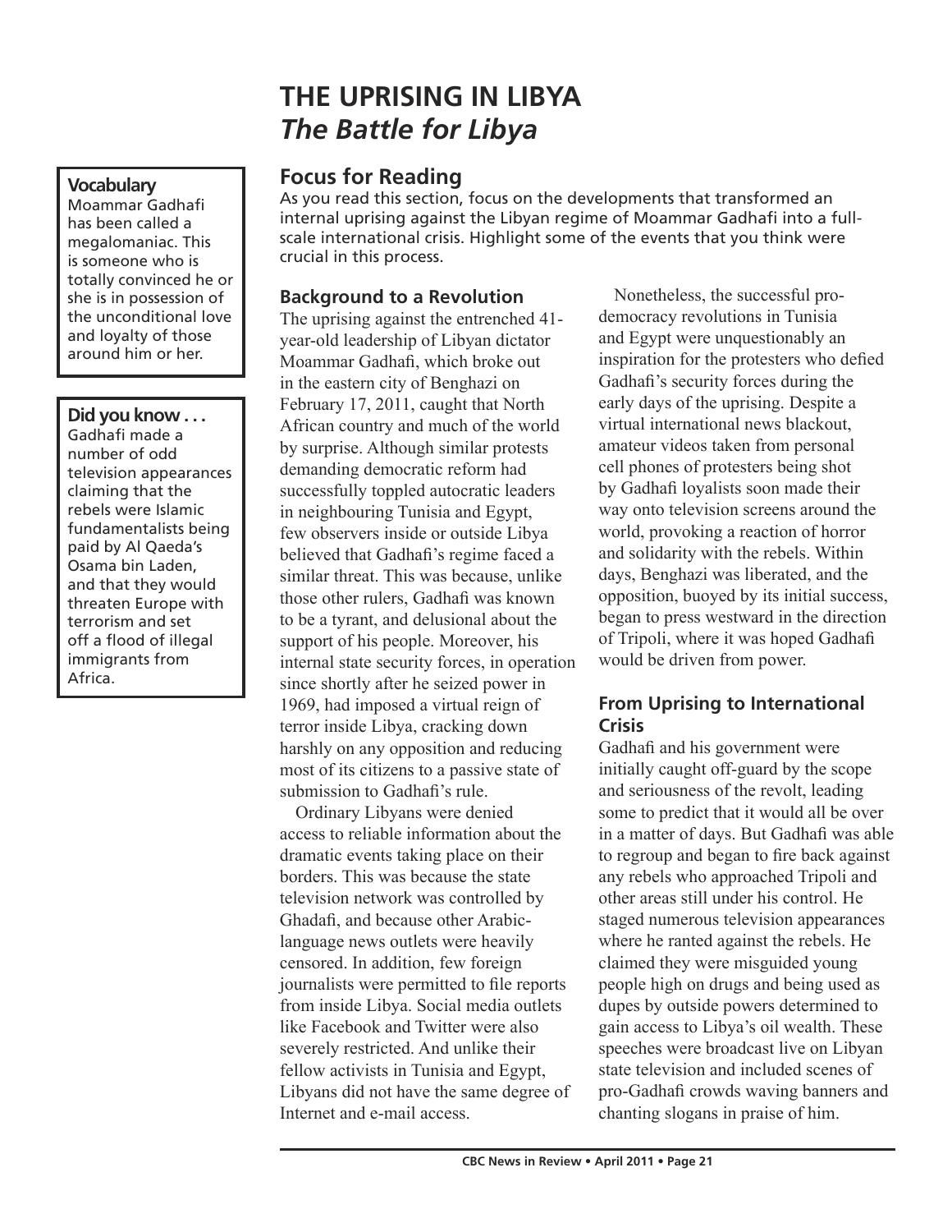# THE UPRISING IN LIBYA
## *The Battle for Libya*

**Vocabulary**

Moammar Gadhafi has been called a megalomaniac. This is someone who is totally convinced he or she is in possession of the unconditional love and loyalty of those around him or her.

**Did you know . . .**

Gadhafi made a number of odd television appearances claiming that the rebels were Islamic fundamentalists being paid by Al Qaeda's Osama bin Laden, and that they would threaten Europe with terrorism and set off a flood of illegal immigrants from Africa.

### Focus for Reading

As you read this section, focus on the developments that transformed an internal uprising against the Libyan regime of Moammar Gadhafi into a full-scale international crisis. Highlight some of the events that you think were crucial in this process.

### Background to a Revolution

The uprising against the entrenched 41-year-old leadership of Libyan dictator Moammar Gadhafi, which broke out in the eastern city of Benghazi on February 17, 2011, caught that North African country and much of the world by surprise. Although similar protests demanding democratic reform had successfully toppled autocratic leaders in neighbouring Tunisia and Egypt, few observers inside or outside Libya believed that Gadhafi's regime faced a similar threat. This was because, unlike those other rulers, Gadhafi was known to be a tyrant, and delusional about the support of his people. Moreover, his internal state security forces, in operation since shortly after he seized power in 1969, had imposed a virtual reign of terror inside Libya, cracking down harshly on any opposition and reducing most of its citizens to a passive state of submission to Gadhafi's rule.

Ordinary Libyans were denied access to reliable information about the dramatic events taking place on their borders. This was because the state television network was controlled by Ghadafi, and because other Arabic-language news outlets were heavily censored. In addition, few foreign journalists were permitted to file reports from inside Libya. Social media outlets like Facebook and Twitter were also severely restricted. And unlike their fellow activists in Tunisia and Egypt, Libyans did not have the same degree of Internet and e-mail access.

Nonetheless, the successful pro-democracy revolutions in Tunisia and Egypt were unquestionably an inspiration for the protesters who defied Gadhafi's security forces during the early days of the uprising. Despite a virtual international news blackout, amateur videos taken from personal cell phones of protesters being shot by Gadhafi loyalists soon made their way onto television screens around the world, provoking a reaction of horror and solidarity with the rebels. Within days, Benghazi was liberated, and the opposition, buoyed by its initial success, began to press westward in the direction of Tripoli, where it was hoped Gadhafi would be driven from power.

### From Uprising to International Crisis

Gadhafi and his government were initially caught off-guard by the scope and seriousness of the revolt, leading some to predict that it would all be over in a matter of days. But Gadhafi was able to regroup and began to fire back against any rebels who approached Tripoli and other areas still under his control. He staged numerous television appearances where he ranted against the rebels. He claimed they were misguided young people high on drugs and being used as dupes by outside powers determined to gain access to Libya's oil wealth. These speeches were broadcast live on Libyan state television and included scenes of pro-Gadhafi crowds waving banners and chanting slogans in praise of him.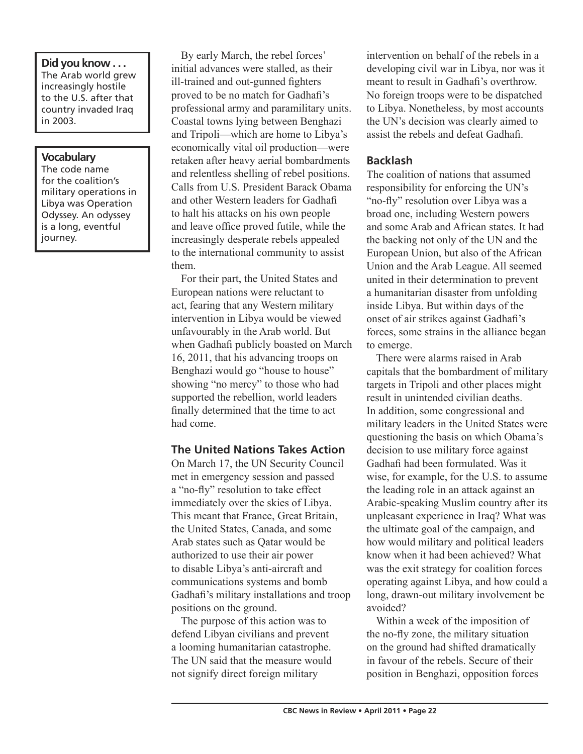**Did you know . . .**
The Arab world grew increasingly hostile to the U.S. after that country invaded Iraq in 2003.

**Vocabulary**
The code name for the coalition's military operations in Libya was Operation Odyssey. An odyssey is a long, eventful journey.

By early March, the rebel forces' initial advances were stalled, as their ill-trained and out-gunned fighters proved to be no match for Gadhafi's professional army and paramilitary units. Coastal towns lying between Benghazi and Tripoli—which are home to Libya's economically vital oil production—were retaken after heavy aerial bombardments and relentless shelling of rebel positions. Calls from U.S. President Barack Obama and other Western leaders for Gadhafi to halt his attacks on his own people and leave office proved futile, while the increasingly desperate rebels appealed to the international community to assist them.

For their part, the United States and European nations were reluctant to act, fearing that any Western military intervention in Libya would be viewed unfavourably in the Arab world. But when Gadhafi publicly boasted on March 16, 2011, that his advancing troops on Benghazi would go "house to house" showing "no mercy" to those who had supported the rebellion, world leaders finally determined that the time to act had come.

### The United Nations Takes Action

On March 17, the UN Security Council met in emergency session and passed a "no-fly" resolution to take effect immediately over the skies of Libya. This meant that France, Great Britain, the United States, Canada, and some Arab states such as Qatar would be authorized to use their air power to disable Libya's anti-aircraft and communications systems and bomb Gadhafi's military installations and troop positions on the ground.

The purpose of this action was to defend Libyan civilians and prevent a looming humanitarian catastrophe. The UN said that the measure would not signify direct foreign military intervention on behalf of the rebels in a developing civil war in Libya, nor was it meant to result in Gadhafi's overthrow. No foreign troops were to be dispatched to Libya. Nonetheless, by most accounts the UN's decision was clearly aimed to assist the rebels and defeat Gadhafi.

### Backlash

The coalition of nations that assumed responsibility for enforcing the UN's "no-fly" resolution over Libya was a broad one, including Western powers and some Arab and African states. It had the backing not only of the UN and the European Union, but also of the African Union and the Arab League. All seemed united in their determination to prevent a humanitarian disaster from unfolding inside Libya. But within days of the onset of air strikes against Gadhafi's forces, some strains in the alliance began to emerge.

There were alarms raised in Arab capitals that the bombardment of military targets in Tripoli and other places might result in unintended civilian deaths. In addition, some congressional and military leaders in the United States were questioning the basis on which Obama's decision to use military force against Gadhafi had been formulated. Was it wise, for example, for the U.S. to assume the leading role in an attack against an Arabic-speaking Muslim country after its unpleasant experience in Iraq? What was the ultimate goal of the campaign, and how would military and political leaders know when it had been achieved? What was the exit strategy for coalition forces operating against Libya, and how could a long, drawn-out military involvement be avoided?

Within a week of the imposition of the no-fly zone, the military situation on the ground had shifted dramatically in favour of the rebels. Secure of their position in Benghazi, opposition forces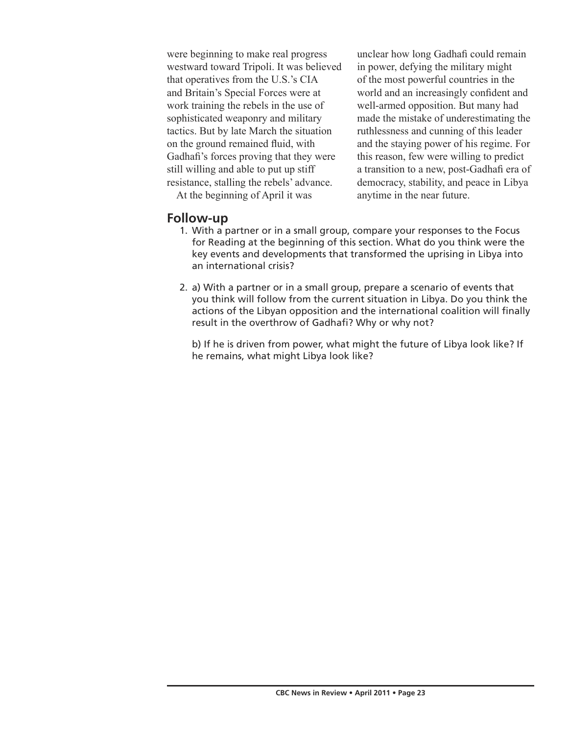were beginning to make real progress westward toward Tripoli. It was believed that operatives from the U.S.'s CIA and Britain's Special Forces were at work training the rebels in the use of sophisticated weaponry and military tactics. But by late March the situation on the ground remained fluid, with Gadhafi's forces proving that they were still willing and able to put up stiff resistance, stalling the rebels' advance.

At the beginning of April it was unclear how long Gadhafi could remain in power, defying the military might of the most powerful countries in the world and an increasingly confident and well-armed opposition. But many had made the mistake of underestimating the ruthlessness and cunning of this leader and the staying power of his regime. For this reason, few were willing to predict a transition to a new, post-Gadhafi era of democracy, stability, and peace in Libya anytime in the near future.

## Follow-up

1. With a partner or in a small group, compare your responses to the Focus for Reading at the beginning of this section. What do you think were the key events and developments that transformed the uprising in Libya into an international crisis?

2. a) With a partner or in a small group, prepare a scenario of events that you think will follow from the current situation in Libya. Do you think the actions of the Libyan opposition and the international coalition will finally result in the overthrow of Gadhafi? Why or why not?

   b) If he is driven from power, what might the future of Libya look like? If he remains, what might Libya look like?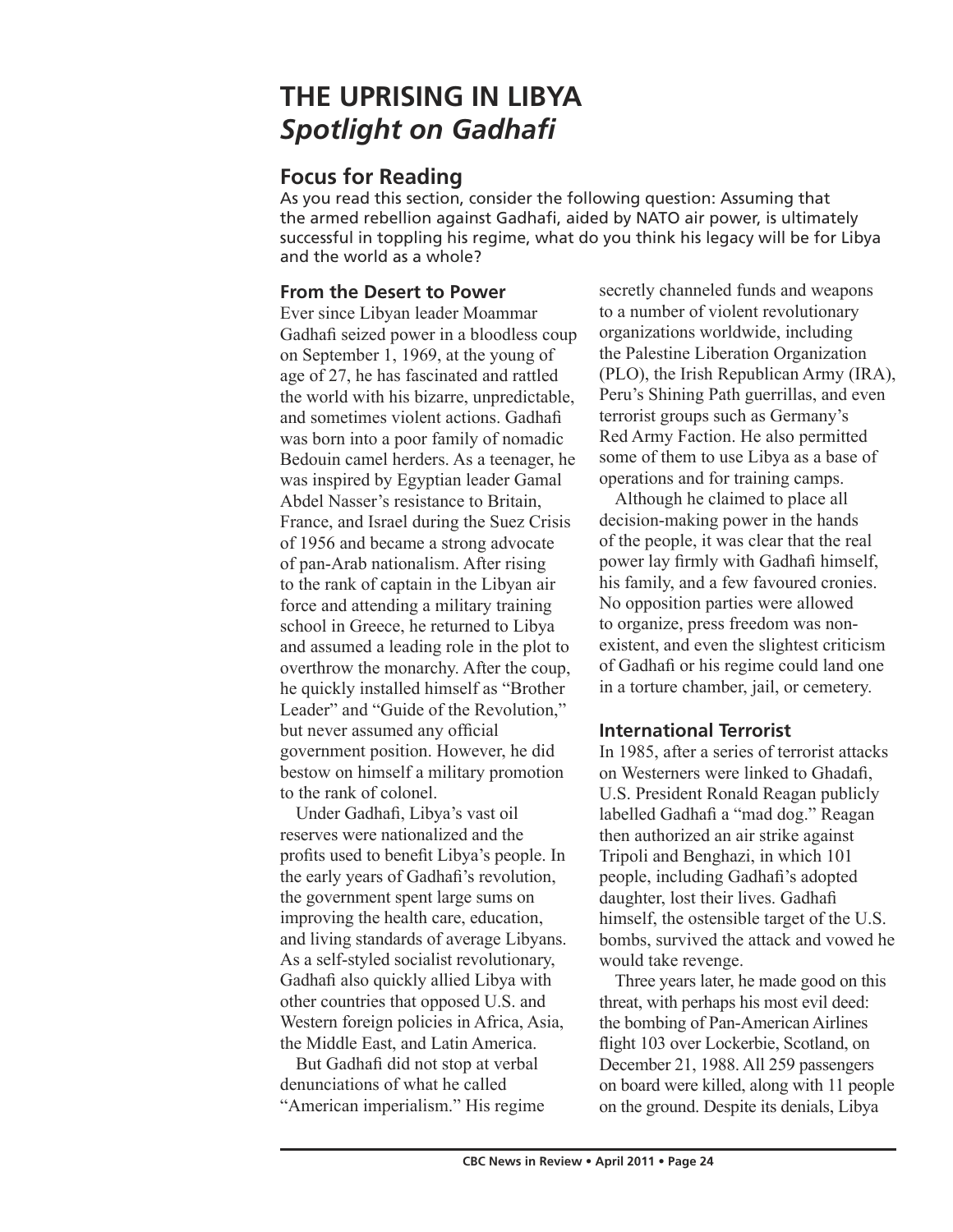# THE UPRISING IN LIBYA
## *Spotlight on Gadhafi*

### Focus for Reading

As you read this section, consider the following question: Assuming that the armed rebellion against Gadhafi, aided by NATO air power, is ultimately successful in toppling his regime, what do you think his legacy will be for Libya and the world as a whole?

#### From the Desert to Power

Ever since Libyan leader Moammar Gadhafi seized power in a bloodless coup on September 1, 1969, at the young of age of 27, he has fascinated and rattled the world with his bizarre, unpredictable, and sometimes violent actions. Gadhafi was born into a poor family of nomadic Bedouin camel herders. As a teenager, he was inspired by Egyptian leader Gamal Abdel Nasser's resistance to Britain, France, and Israel during the Suez Crisis of 1956 and became a strong advocate of pan-Arab nationalism. After rising to the rank of captain in the Libyan air force and attending a military training school in Greece, he returned to Libya and assumed a leading role in the plot to overthrow the monarchy. After the coup, he quickly installed himself as "Brother Leader" and "Guide of the Revolution," but never assumed any official government position. However, he did bestow on himself a military promotion to the rank of colonel.

Under Gadhafi, Libya's vast oil reserves were nationalized and the profits used to benefit Libya's people. In the early years of Gadhafi's revolution, the government spent large sums on improving the health care, education, and living standards of average Libyans. As a self-styled socialist revolutionary, Gadhafi also quickly allied Libya with other countries that opposed U.S. and Western foreign policies in Africa, Asia, the Middle East, and Latin America.

But Gadhafi did not stop at verbal denunciations of what he called "American imperialism." His regime secretly channeled funds and weapons to a number of violent revolutionary organizations worldwide, including the Palestine Liberation Organization (PLO), the Irish Republican Army (IRA), Peru's Shining Path guerrillas, and even terrorist groups such as Germany's Red Army Faction. He also permitted some of them to use Libya as a base of operations and for training camps.

Although he claimed to place all decision-making power in the hands of the people, it was clear that the real power lay firmly with Gadhafi himself, his family, and a few favoured cronies. No opposition parties were allowed to organize, press freedom was non-existent, and even the slightest criticism of Gadhafi or his regime could land one in a torture chamber, jail, or cemetery.

#### International Terrorist

In 1985, after a series of terrorist attacks on Westerners were linked to Ghadafi, U.S. President Ronald Reagan publicly labelled Gadhafi a "mad dog." Reagan then authorized an air strike against Tripoli and Benghazi, in which 101 people, including Gadhafi's adopted daughter, lost their lives. Gadhafi himself, the ostensible target of the U.S. bombs, survived the attack and vowed he would take revenge.

Three years later, he made good on this threat, with perhaps his most evil deed: the bombing of Pan-American Airlines flight 103 over Lockerbie, Scotland, on December 21, 1988. All 259 passengers on board were killed, along with 11 people on the ground. Despite its denials, Libya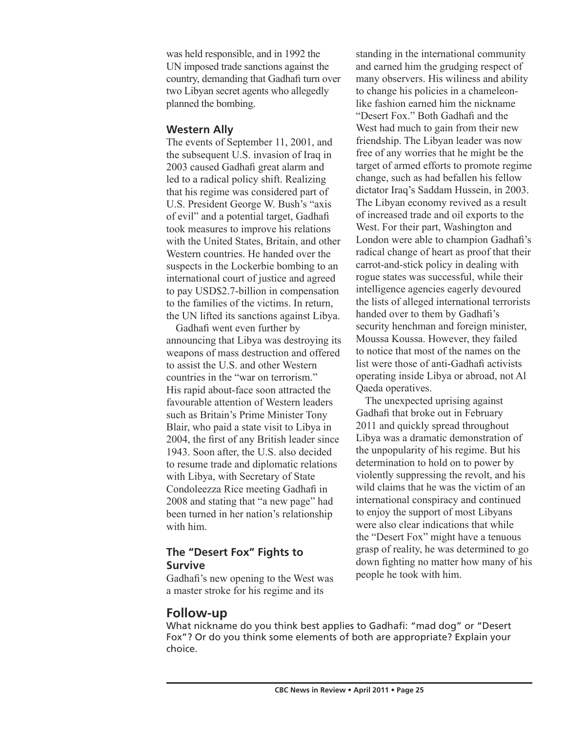was held responsible, and in 1992 the UN imposed trade sanctions against the country, demanding that Gadhafi turn over two Libyan secret agents who allegedly planned the bombing.

### Western Ally

The events of September 11, 2001, and the subsequent U.S. invasion of Iraq in 2003 caused Gadhafi great alarm and led to a radical policy shift. Realizing that his regime was considered part of U.S. President George W. Bush's "axis of evil" and a potential target, Gadhafi took measures to improve his relations with the United States, Britain, and other Western countries. He handed over the suspects in the Lockerbie bombing to an international court of justice and agreed to pay USD$2.7-billion in compensation to the families of the victims. In return, the UN lifted its sanctions against Libya.

Gadhafi went even further by announcing that Libya was destroying its weapons of mass destruction and offered to assist the U.S. and other Western countries in the "war on terrorism." His rapid about-face soon attracted the favourable attention of Western leaders such as Britain's Prime Minister Tony Blair, who paid a state visit to Libya in 2004, the first of any British leader since 1943. Soon after, the U.S. also decided to resume trade and diplomatic relations with Libya, with Secretary of State Condoleezza Rice meeting Gadhafi in 2008 and stating that "a new page" had been turned in her nation's relationship with him.

### The "Desert Fox" Fights to Survive

Gadhafi's new opening to the West was a master stroke for his regime and its standing in the international community and earned him the grudging respect of many observers. His wiliness and ability to change his policies in a chameleon-like fashion earned him the nickname "Desert Fox." Both Gadhafi and the West had much to gain from their new friendship. The Libyan leader was now free of any worries that he might be the target of armed efforts to promote regime change, such as had befallen his fellow dictator Iraq's Saddam Hussein, in 2003. The Libyan economy revived as a result of increased trade and oil exports to the West. For their part, Washington and London were able to champion Gadhafi's radical change of heart as proof that their carrot-and-stick policy in dealing with rogue states was successful, while their intelligence agencies eagerly devoured the lists of alleged international terrorists handed over to them by Gadhafi's security henchman and foreign minister, Moussa Koussa. However, they failed to notice that most of the names on the list were those of anti-Gadhafi activists operating inside Libya or abroad, not Al Qaeda operatives.

The unexpected uprising against Gadhafi that broke out in February 2011 and quickly spread throughout Libya was a dramatic demonstration of the unpopularity of his regime. But his determination to hold on to power by violently suppressing the revolt, and his wild claims that he was the victim of an international conspiracy and continued to enjoy the support of most Libyans were also clear indications that while the "Desert Fox" might have a tenuous grasp of reality, he was determined to go down fighting no matter how many of his people he took with him.

## Follow-up

What nickname do you think best applies to Gadhafi: "mad dog" or "Desert Fox"? Or do you think some elements of both are appropriate? Explain your choice.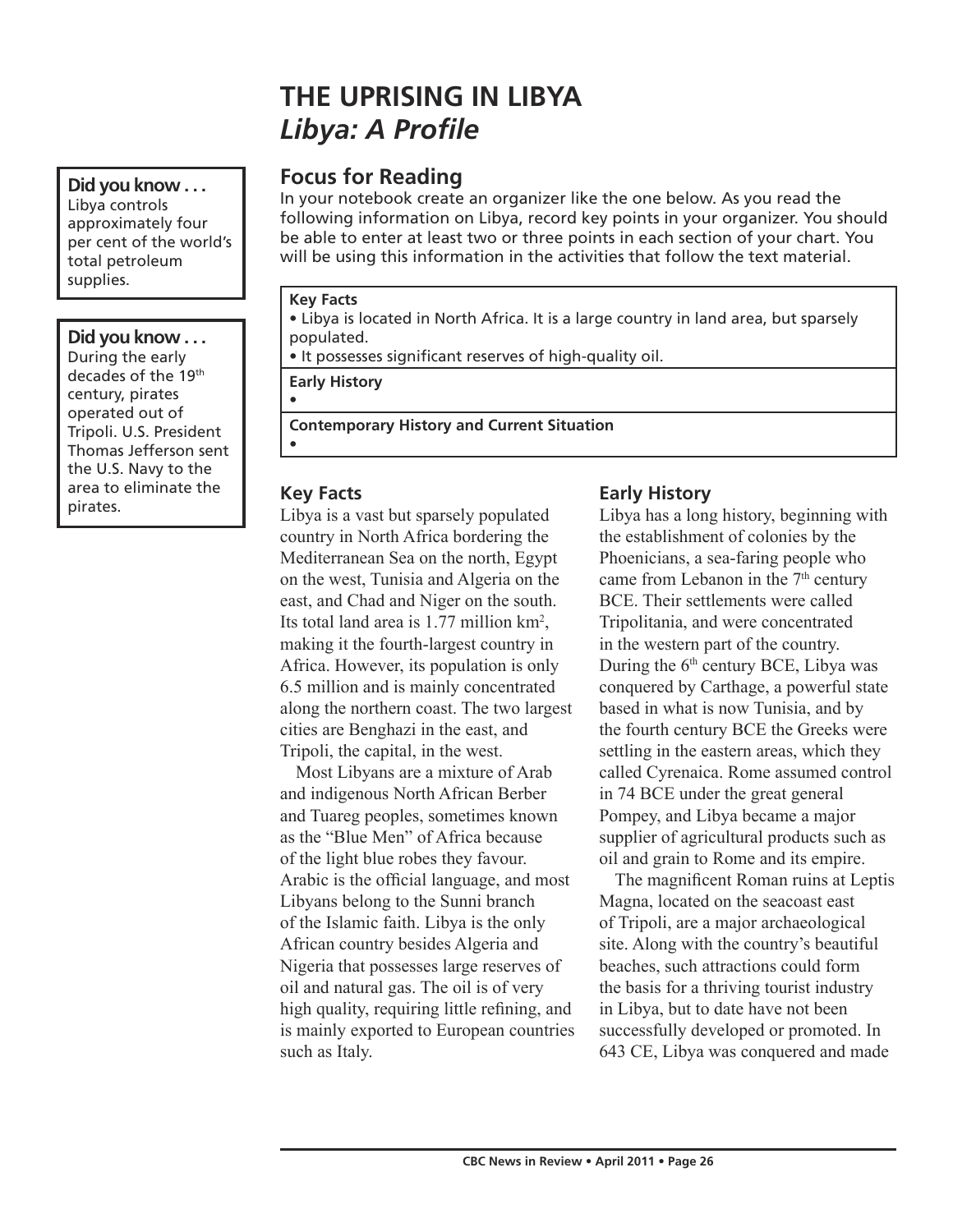# THE UPRISING IN LIBYA

## *Libya: A Profile*

**Did you know . . .**
Libya controls approximately four per cent of the world's total petroleum supplies.

**Did you know . . .**
During the early decades of the 19th century, pirates operated out of Tripoli. U.S. President Thomas Jefferson sent the U.S. Navy to the area to eliminate the pirates.

### Focus for Reading

In your notebook create an organizer like the one below. As you read the following information on Libya, record key points in your organizer. You should be able to enter at least two or three points in each section of your chart. You will be using this information in the activities that follow the text material.

| **Key Facts** |
|---|
| • Libya is located in North Africa. It is a large country in land area, but sparsely populated.<br>• It possesses significant reserves of high-quality oil. |
| **Early History** |
| • |
| **Contemporary History and Current Situation** |
| • |

### Key Facts

Libya is a vast but sparsely populated country in North Africa bordering the Mediterranean Sea on the north, Egypt on the west, Tunisia and Algeria on the east, and Chad and Niger on the south. Its total land area is 1.77 million km$^2$, making it the fourth-largest country in Africa. However, its population is only 6.5 million and is mainly concentrated along the northern coast. The two largest cities are Benghazi in the east, and Tripoli, the capital, in the west.

Most Libyans are a mixture of Arab and indigenous North African Berber and Tuareg peoples, sometimes known as the "Blue Men" of Africa because of the light blue robes they favour. Arabic is the official language, and most Libyans belong to the Sunni branch of the Islamic faith. Libya is the only African country besides Algeria and Nigeria that possesses large reserves of oil and natural gas. The oil is of very high quality, requiring little refining, and is mainly exported to European countries such as Italy.

### Early History

Libya has a long history, beginning with the establishment of colonies by the Phoenicians, a sea-faring people who came from Lebanon in the 7th century BCE. Their settlements were called Tripolitania, and were concentrated in the western part of the country. During the 6th century BCE, Libya was conquered by Carthage, a powerful state based in what is now Tunisia, and by the fourth century BCE the Greeks were settling in the eastern areas, which they called Cyrenaica. Rome assumed control in 74 BCE under the great general Pompey, and Libya became a major supplier of agricultural products such as oil and grain to Rome and its empire.

The magnificent Roman ruins at Leptis Magna, located on the seacoast east of Tripoli, are a major archaeological site. Along with the country's beautiful beaches, such attractions could form the basis for a thriving tourist industry in Libya, but to date have not been successfully developed or promoted. In 643 CE, Libya was conquered and made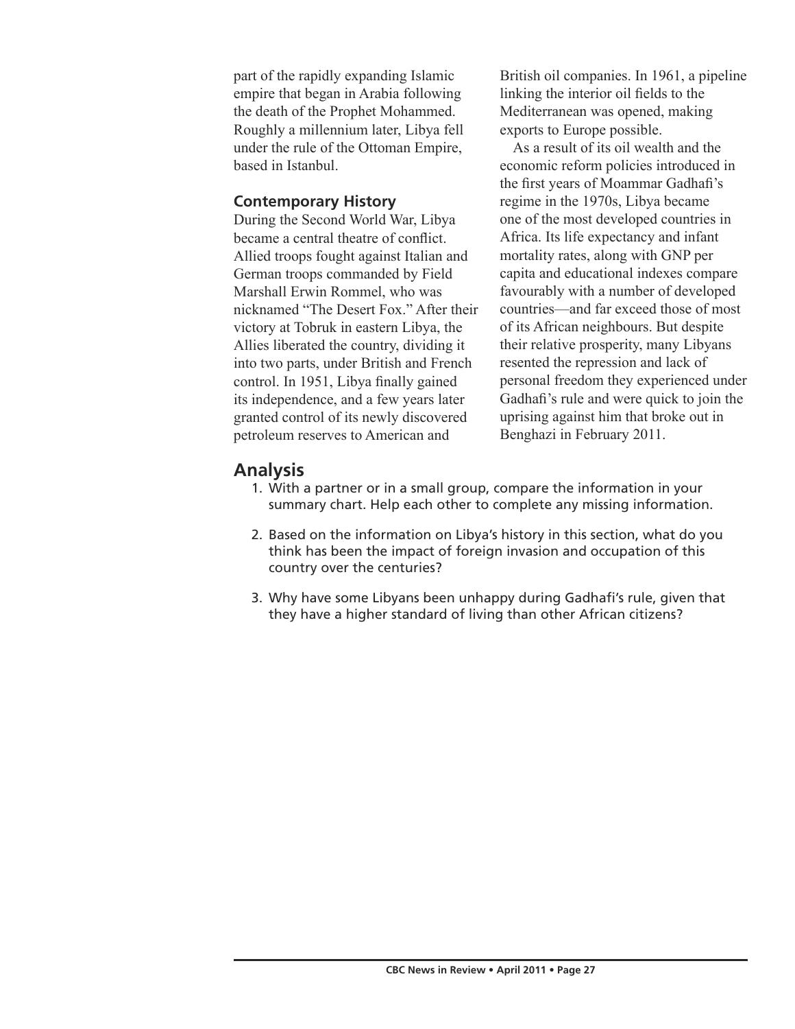part of the rapidly expanding Islamic empire that began in Arabia following the death of the Prophet Mohammed. Roughly a millennium later, Libya fell under the rule of the Ottoman Empire, based in Istanbul.

### Contemporary History

During the Second World War, Libya became a central theatre of conflict. Allied troops fought against Italian and German troops commanded by Field Marshall Erwin Rommel, who was nicknamed "The Desert Fox." After their victory at Tobruk in eastern Libya, the Allies liberated the country, dividing it into two parts, under British and French control. In 1951, Libya finally gained its independence, and a few years later granted control of its newly discovered petroleum reserves to American and British oil companies. In 1961, a pipeline linking the interior oil fields to the Mediterranean was opened, making exports to Europe possible.

As a result of its oil wealth and the economic reform policies introduced in the first years of Moammar Gadhafi's regime in the 1970s, Libya became one of the most developed countries in Africa. Its life expectancy and infant mortality rates, along with GNP per capita and educational indexes compare favourably with a number of developed countries—and far exceed those of most of its African neighbours. But despite their relative prosperity, many Libyans resented the repression and lack of personal freedom they experienced under Gadhafi's rule and were quick to join the uprising against him that broke out in Benghazi in February 2011.

## Analysis

1. With a partner or in a small group, compare the information in your summary chart. Help each other to complete any missing information.
2. Based on the information on Libya's history in this section, what do you think has been the impact of foreign invasion and occupation of this country over the centuries?
3. Why have some Libyans been unhappy during Gadhafi's rule, given that they have a higher standard of living than other African citizens?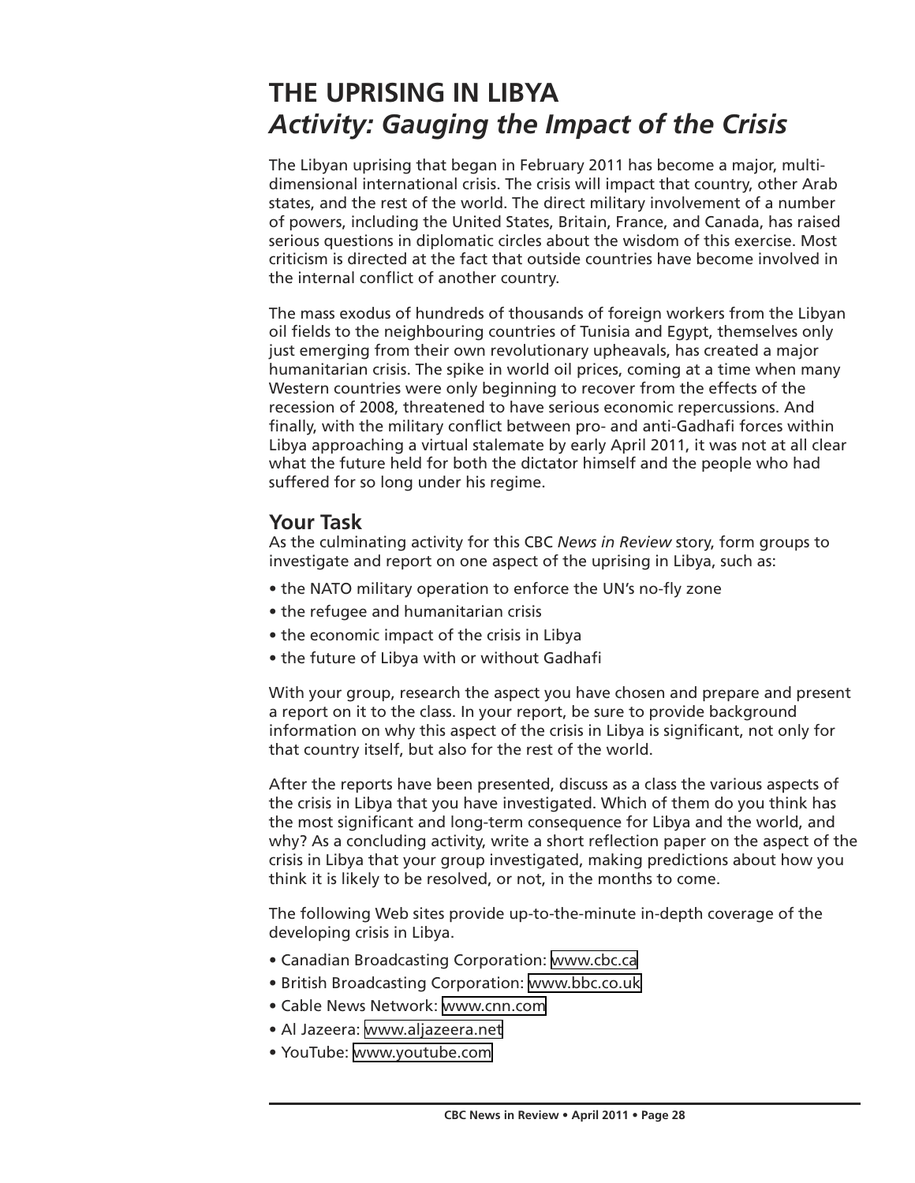# THE UPRISING IN LIBYA
## *Activity: Gauging the Impact of the Crisis*

The Libyan uprising that began in February 2011 has become a major, multi-dimensional international crisis. The crisis will impact that country, other Arab states, and the rest of the world. The direct military involvement of a number of powers, including the United States, Britain, France, and Canada, has raised serious questions in diplomatic circles about the wisdom of this exercise. Most criticism is directed at the fact that outside countries have become involved in the internal conflict of another country.

The mass exodus of hundreds of thousands of foreign workers from the Libyan oil fields to the neighbouring countries of Tunisia and Egypt, themselves only just emerging from their own revolutionary upheavals, has created a major humanitarian crisis. The spike in world oil prices, coming at a time when many Western countries were only beginning to recover from the effects of the recession of 2008, threatened to have serious economic repercussions. And finally, with the military conflict between pro- and anti-Gadhafi forces within Libya approaching a virtual stalemate by early April 2011, it was not at all clear what the future held for both the dictator himself and the people who had suffered for so long under his regime.

### Your Task

As the culminating activity for this CBC *News in Review* story, form groups to investigate and report on one aspect of the uprising in Libya, such as:

- the NATO military operation to enforce the UN's no-fly zone
- the refugee and humanitarian crisis
- the economic impact of the crisis in Libya
- the future of Libya with or without Gadhafi

With your group, research the aspect you have chosen and prepare and present a report on it to the class. In your report, be sure to provide background information on why this aspect of the crisis in Libya is significant, not only for that country itself, but also for the rest of the world.

After the reports have been presented, discuss as a class the various aspects of the crisis in Libya that you have investigated. Which of them do you think has the most significant and long-term consequence for Libya and the world, and why? As a concluding activity, write a short reflection paper on the aspect of the crisis in Libya that your group investigated, making predictions about how you think it is likely to be resolved, or not, in the months to come.

The following Web sites provide up-to-the-minute in-depth coverage of the developing crisis in Libya.

- Canadian Broadcasting Corporation: www.cbc.ca
- British Broadcasting Corporation: www.bbc.co.uk
- Cable News Network: www.cnn.com
- Al Jazeera: www.aljazeera.net
- YouTube: www.youtube.com